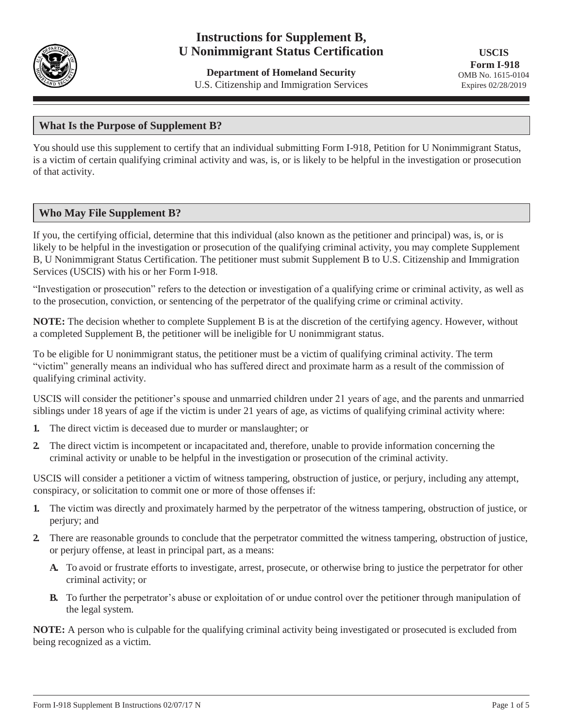# Instructions for Supplement B, U Nonimmigrant Status Certification

**Department of Homeland Security**
U.S. Citizenship and Immigration Services

**USCIS Form I-918**
OMB No. 1615-0104
Expires 02/28/2019

## What Is the Purpose of Supplement B?

You should use this supplement to certify that an individual submitting Form I-918, Petition for U Nonimmigrant Status, is a victim of certain qualifying criminal activity and was, is, or is likely to be helpful in the investigation or prosecution of that activity.

## Who May File Supplement B?

If you, the certifying official, determine that this individual (also known as the petitioner and principal) was, is, or is likely to be helpful in the investigation or prosecution of the qualifying criminal activity, you may complete Supplement B, U Nonimmigrant Status Certification. The petitioner must submit Supplement B to U.S. Citizenship and Immigration Services (USCIS) with his or her Form I-918.

"Investigation or prosecution" refers to the detection or investigation of a qualifying crime or criminal activity, as well as to the prosecution, conviction, or sentencing of the perpetrator of the qualifying crime or criminal activity.

**NOTE:** The decision whether to complete Supplement B is at the discretion of the certifying agency. However, without a completed Supplement B, the petitioner will be ineligible for U nonimmigrant status.

To be eligible for U nonimmigrant status, the petitioner must be a victim of qualifying criminal activity. The term "victim" generally means an individual who has suffered direct and proximate harm as a result of the commission of qualifying criminal activity.

USCIS will consider the petitioner's spouse and unmarried children under 21 years of age, and the parents and unmarried siblings under 18 years of age if the victim is under 21 years of age, as victims of qualifying criminal activity where:

1. The direct victim is deceased due to murder or manslaughter; or
2. The direct victim is incompetent or incapacitated and, therefore, unable to provide information concerning the criminal activity or unable to be helpful in the investigation or prosecution of the criminal activity.

USCIS will consider a petitioner a victim of witness tampering, obstruction of justice, or perjury, including any attempt, conspiracy, or solicitation to commit one or more of those offenses if:

1. The victim was directly and proximately harmed by the perpetrator of the witness tampering, obstruction of justice, or perjury; and
2. There are reasonable grounds to conclude that the perpetrator committed the witness tampering, obstruction of justice, or perjury offense, at least in principal part, as a means:
   - **A.** To avoid or frustrate efforts to investigate, arrest, prosecute, or otherwise bring to justice the perpetrator for other criminal activity; or
   - **B.** To further the perpetrator's abuse or exploitation of or undue control over the petitioner through manipulation of the legal system.

**NOTE:** A person who is culpable for the qualifying criminal activity being investigated or prosecuted is excluded from being recognized as a victim.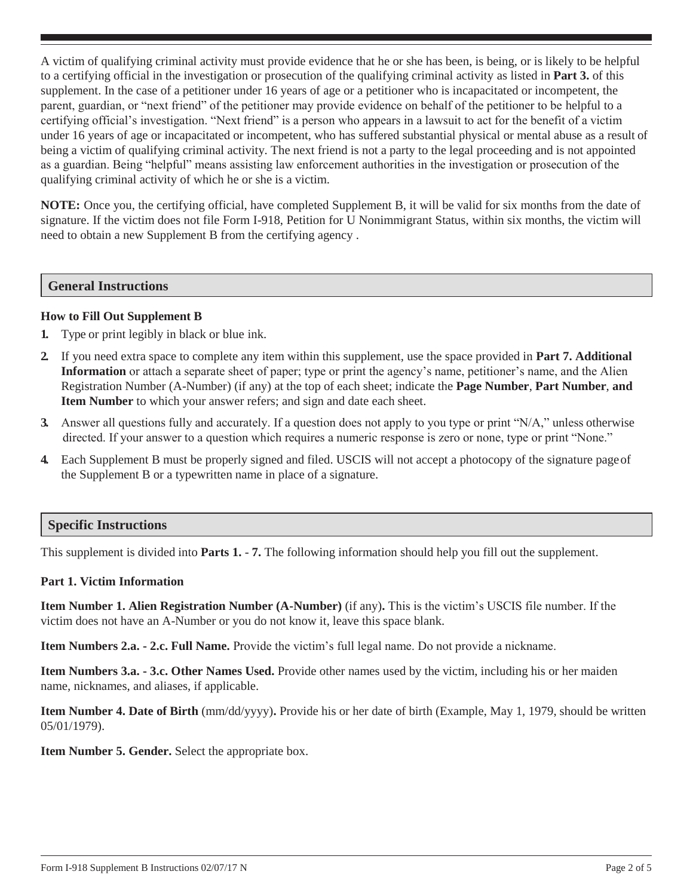A victim of qualifying criminal activity must provide evidence that he or she has been, is being, or is likely to be helpful to a certifying official in the investigation or prosecution of the qualifying criminal activity as listed in **Part 3.** of this supplement. In the case of a petitioner under 16 years of age or a petitioner who is incapacitated or incompetent, the parent, guardian, or "next friend" of the petitioner may provide evidence on behalf of the petitioner to be helpful to a certifying official's investigation. "Next friend" is a person who appears in a lawsuit to act for the benefit of a victim under 16 years of age or incapacitated or incompetent, who has suffered substantial physical or mental abuse as a result of being a victim of qualifying criminal activity. The next friend is not a party to the legal proceeding and is not appointed as a guardian. Being "helpful" means assisting law enforcement authorities in the investigation or prosecution of the qualifying criminal activity of which he or she is a victim.

**NOTE:** Once you, the certifying official, have completed Supplement B, it will be valid for six months from the date of signature. If the victim does not file Form I-918, Petition for U Nonimmigrant Status, within six months, the victim will need to obtain a new Supplement B from the certifying agency .

## General Instructions

**How to Fill Out Supplement B**

1. Type or print legibly in black or blue ink.
2. If you need extra space to complete any item within this supplement, use the space provided in **Part 7. Additional Information** or attach a separate sheet of paper; type or print the agency's name, petitioner's name, and the Alien Registration Number (A-Number) (if any) at the top of each sheet; indicate the **Page Number**, **Part Number**, **and Item Number** to which your answer refers; and sign and date each sheet.
3. Answer all questions fully and accurately. If a question does not apply to you type or print "N/A," unless otherwise directed. If your answer to a question which requires a numeric response is zero or none, type or print "None."
4. Each Supplement B must be properly signed and filed. USCIS will not accept a photocopy of the signature page of the Supplement B or a typewritten name in place of a signature.

## Specific Instructions

This supplement is divided into **Parts 1. - 7.** The following information should help you fill out the supplement.

**Part 1. Victim Information**

**Item Number 1. Alien Registration Number (A-Number)** (if any)**.** This is the victim's USCIS file number. If the victim does not have an A-Number or you do not know it, leave this space blank.

**Item Numbers 2.a. - 2.c. Full Name.** Provide the victim's full legal name. Do not provide a nickname.

**Item Numbers 3.a. - 3.c. Other Names Used.** Provide other names used by the victim, including his or her maiden name, nicknames, and aliases, if applicable.

**Item Number 4. Date of Birth** (mm/dd/yyyy)**.** Provide his or her date of birth (Example, May 1, 1979, should be written 05/01/1979).

**Item Number 5. Gender.** Select the appropriate box.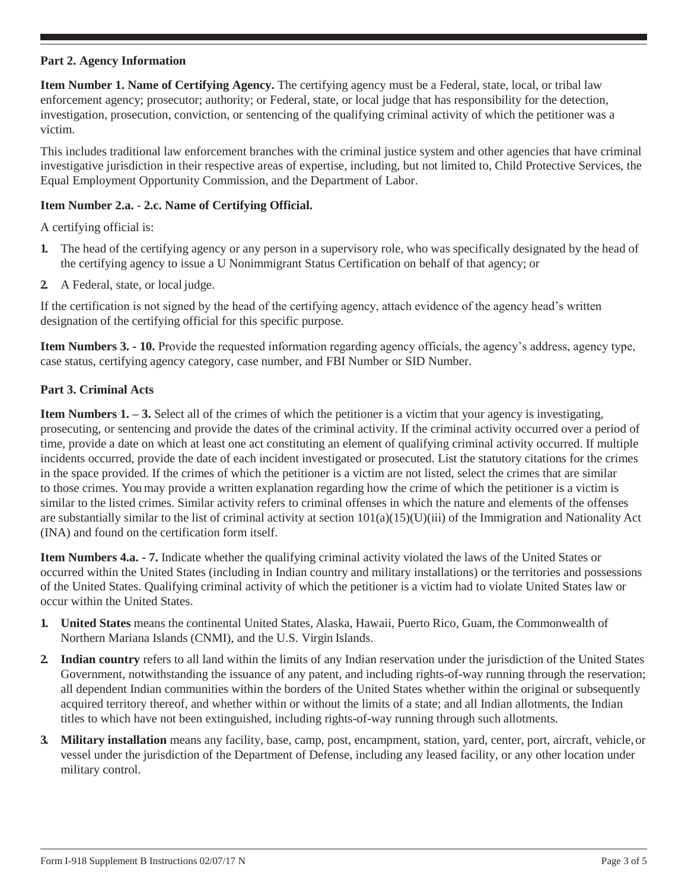## Part 2. Agency Information

**Item Number 1. Name of Certifying Agency.** The certifying agency must be a Federal, state, local, or tribal law enforcement agency; prosecutor; authority; or Federal, state, or local judge that has responsibility for the detection, investigation, prosecution, conviction, or sentencing of the qualifying criminal activity of which the petitioner was a victim.

This includes traditional law enforcement branches with the criminal justice system and other agencies that have criminal investigative jurisdiction in their respective areas of expertise, including, but not limited to, Child Protective Services, the Equal Employment Opportunity Commission, and the Department of Labor.

**Item Number 2.a. - 2.c. Name of Certifying Official.**

A certifying official is:

1. The head of the certifying agency or any person in a supervisory role, who was specifically designated by the head of the certifying agency to issue a U Nonimmigrant Status Certification on behalf of that agency; or
2. A Federal, state, or local judge.

If the certification is not signed by the head of the certifying agency, attach evidence of the agency head's written designation of the certifying official for this specific purpose.

**Item Numbers 3. - 10.** Provide the requested information regarding agency officials, the agency's address, agency type, case status, certifying agency category, case number, and FBI Number or SID Number.

## Part 3. Criminal Acts

**Item Numbers 1. – 3.** Select all of the crimes of which the petitioner is a victim that your agency is investigating, prosecuting, or sentencing and provide the dates of the criminal activity. If the criminal activity occurred over a period of time, provide a date on which at least one act constituting an element of qualifying criminal activity occurred. If multiple incidents occurred, provide the date of each incident investigated or prosecuted. List the statutory citations for the crimes in the space provided. If the crimes of which the petitioner is a victim are not listed, select the crimes that are similar to those crimes. You may provide a written explanation regarding how the crime of which the petitioner is a victim is similar to the listed crimes. Similar activity refers to criminal offenses in which the nature and elements of the offenses are substantially similar to the list of criminal activity at section 101(a)(15)(U)(iii) of the Immigration and Nationality Act (INA) and found on the certification form itself.

**Item Numbers 4.a. - 7.** Indicate whether the qualifying criminal activity violated the laws of the United States or occurred within the United States (including in Indian country and military installations) or the territories and possessions of the United States. Qualifying criminal activity of which the petitioner is a victim had to violate United States law or occur within the United States.

1. **United States** means the continental United States, Alaska, Hawaii, Puerto Rico, Guam, the Commonwealth of Northern Mariana Islands (CNMI), and the U.S. Virgin Islands.
2. **Indian country** refers to all land within the limits of any Indian reservation under the jurisdiction of the United States Government, notwithstanding the issuance of any patent, and including rights-of-way running through the reservation; all dependent Indian communities within the borders of the United States whether within the original or subsequently acquired territory thereof, and whether within or without the limits of a state; and all Indian allotments, the Indian titles to which have not been extinguished, including rights-of-way running through such allotments.
3. **Military installation** means any facility, base, camp, post, encampment, station, yard, center, port, aircraft, vehicle, or vessel under the jurisdiction of the Department of Defense, including any leased facility, or any other location under military control.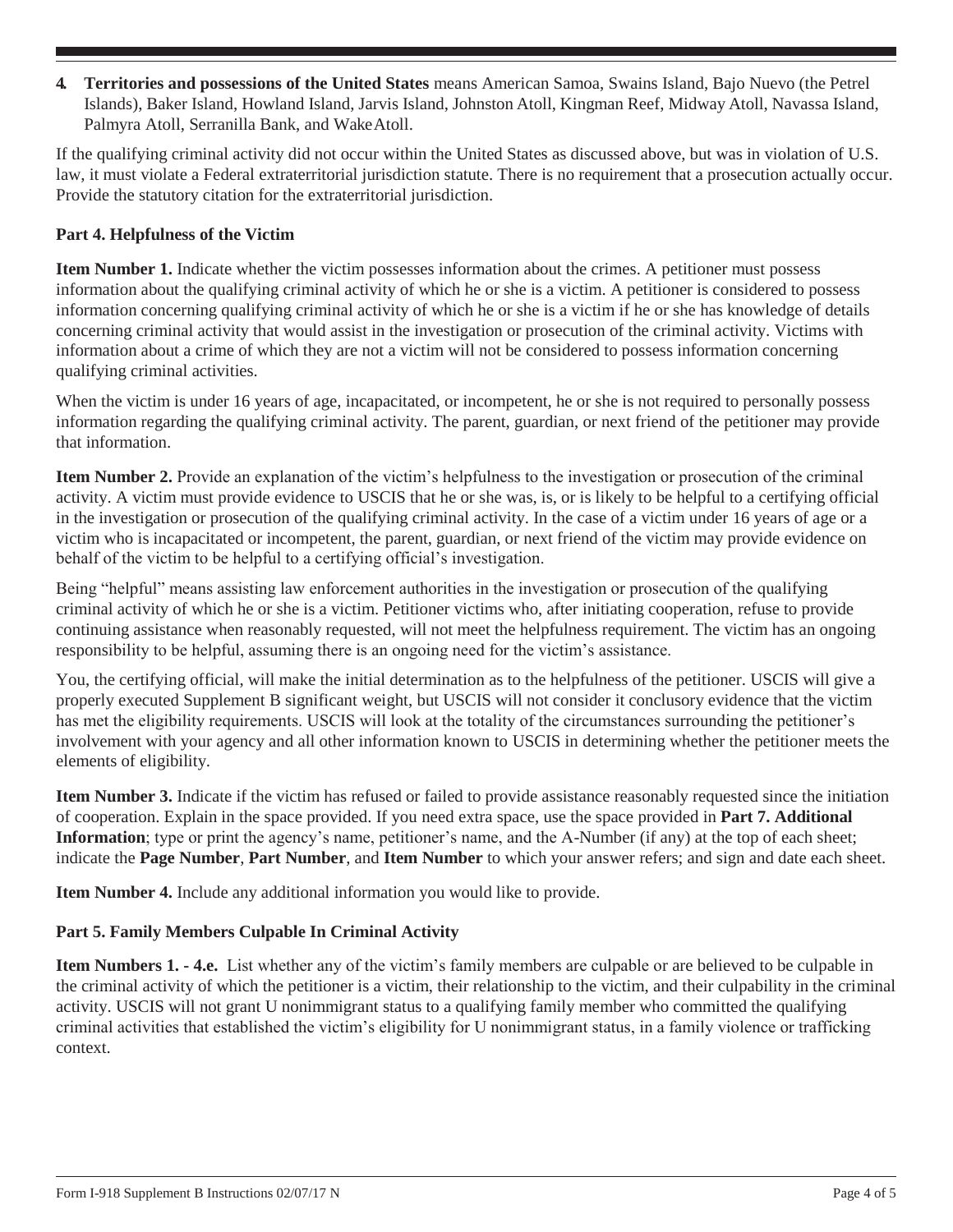**4. Territories and possessions of the United States** means American Samoa, Swains Island, Bajo Nuevo (the Petrel Islands), Baker Island, Howland Island, Jarvis Island, Johnston Atoll, Kingman Reef, Midway Atoll, Navassa Island, Palmyra Atoll, Serranilla Bank, and Wake Atoll.

If the qualifying criminal activity did not occur within the United States as discussed above, but was in violation of U.S. law, it must violate a Federal extraterritorial jurisdiction statute. There is no requirement that a prosecution actually occur. Provide the statutory citation for the extraterritorial jurisdiction.

### Part 4. Helpfulness of the Victim

**Item Number 1.** Indicate whether the victim possesses information about the crimes. A petitioner must possess information about the qualifying criminal activity of which he or she is a victim. A petitioner is considered to possess information concerning qualifying criminal activity of which he or she is a victim if he or she has knowledge of details concerning criminal activity that would assist in the investigation or prosecution of the criminal activity. Victims with information about a crime of which they are not a victim will not be considered to possess information concerning qualifying criminal activities.

When the victim is under 16 years of age, incapacitated, or incompetent, he or she is not required to personally possess information regarding the qualifying criminal activity. The parent, guardian, or next friend of the petitioner may provide that information.

**Item Number 2.** Provide an explanation of the victim's helpfulness to the investigation or prosecution of the criminal activity. A victim must provide evidence to USCIS that he or she was, is, or is likely to be helpful to a certifying official in the investigation or prosecution of the qualifying criminal activity. In the case of a victim under 16 years of age or a victim who is incapacitated or incompetent, the parent, guardian, or next friend of the victim may provide evidence on behalf of the victim to be helpful to a certifying official's investigation.

Being "helpful" means assisting law enforcement authorities in the investigation or prosecution of the qualifying criminal activity of which he or she is a victim. Petitioner victims who, after initiating cooperation, refuse to provide continuing assistance when reasonably requested, will not meet the helpfulness requirement. The victim has an ongoing responsibility to be helpful, assuming there is an ongoing need for the victim's assistance.

You, the certifying official, will make the initial determination as to the helpfulness of the petitioner. USCIS will give a properly executed Supplement B significant weight, but USCIS will not consider it conclusory evidence that the victim has met the eligibility requirements. USCIS will look at the totality of the circumstances surrounding the petitioner's involvement with your agency and all other information known to USCIS in determining whether the petitioner meets the elements of eligibility.

**Item Number 3.** Indicate if the victim has refused or failed to provide assistance reasonably requested since the initiation of cooperation. Explain in the space provided. If you need extra space, use the space provided in **Part 7. Additional Information**; type or print the agency's name, petitioner's name, and the A-Number (if any) at the top of each sheet; indicate the **Page Number**, **Part Number**, and **Item Number** to which your answer refers; and sign and date each sheet.

**Item Number 4.** Include any additional information you would like to provide.

### Part 5. Family Members Culpable In Criminal Activity

**Item Numbers 1. - 4.e.** List whether any of the victim's family members are culpable or are believed to be culpable in the criminal activity of which the petitioner is a victim, their relationship to the victim, and their culpability in the criminal activity. USCIS will not grant U nonimmigrant status to a qualifying family member who committed the qualifying criminal activities that established the victim's eligibility for U nonimmigrant status, in a family violence or trafficking context.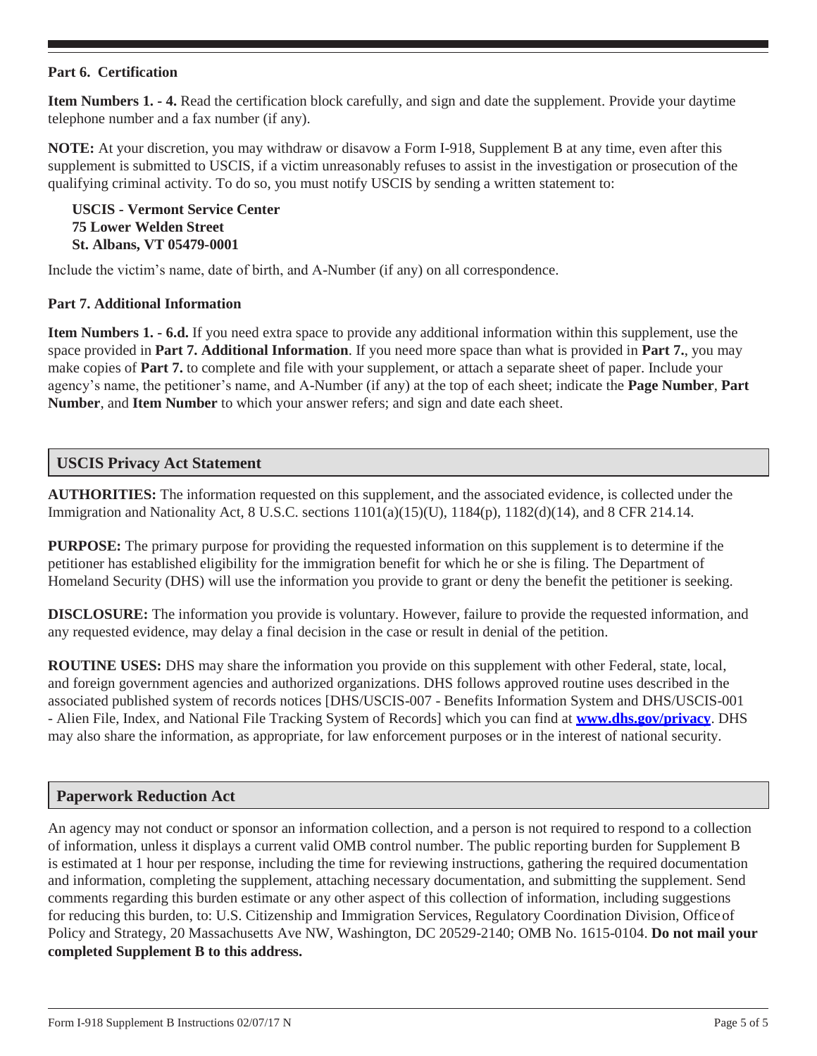**Part 6. Certification**

**Item Numbers 1. - 4.** Read the certification block carefully, and sign and date the supplement. Provide your daytime telephone number and a fax number (if any).

**NOTE:** At your discretion, you may withdraw or disavow a Form I-918, Supplement B at any time, even after this supplement is submitted to USCIS, if a victim unreasonably refuses to assist in the investigation or prosecution of the qualifying criminal activity. To do so, you must notify USCIS by sending a written statement to:

**USCIS - Vermont Service Center**
**75 Lower Welden Street**
**St. Albans, VT 05479-0001**

Include the victim's name, date of birth, and A-Number (if any) on all correspondence.

**Part 7. Additional Information**

**Item Numbers 1. - 6.d.** If you need extra space to provide any additional information within this supplement, use the space provided in **Part 7. Additional Information**. If you need more space than what is provided in **Part 7.**, you may make copies of **Part 7.** to complete and file with your supplement, or attach a separate sheet of paper. Include your agency's name, the petitioner's name, and A-Number (if any) at the top of each sheet; indicate the **Page Number**, **Part Number**, and **Item Number** to which your answer refers; and sign and date each sheet.

## USCIS Privacy Act Statement

**AUTHORITIES:** The information requested on this supplement, and the associated evidence, is collected under the Immigration and Nationality Act, 8 U.S.C. sections 1101(a)(15)(U), 1184(p), 1182(d)(14), and 8 CFR 214.14.

**PURPOSE:** The primary purpose for providing the requested information on this supplement is to determine if the petitioner has established eligibility for the immigration benefit for which he or she is filing. The Department of Homeland Security (DHS) will use the information you provide to grant or deny the benefit the petitioner is seeking.

**DISCLOSURE:** The information you provide is voluntary. However, failure to provide the requested information, and any requested evidence, may delay a final decision in the case or result in denial of the petition.

**ROUTINE USES:** DHS may share the information you provide on this supplement with other Federal, state, local, and foreign government agencies and authorized organizations. DHS follows approved routine uses described in the associated published system of records notices [DHS/USCIS-007 - Benefits Information System and DHS/USCIS-001 - Alien File, Index, and National File Tracking System of Records] which you can find at **www.dhs.gov/privacy**. DHS may also share the information, as appropriate, for law enforcement purposes or in the interest of national security.

## Paperwork Reduction Act

An agency may not conduct or sponsor an information collection, and a person is not required to respond to a collection of information, unless it displays a current valid OMB control number. The public reporting burden for Supplement B is estimated at 1 hour per response, including the time for reviewing instructions, gathering the required documentation and information, completing the supplement, attaching necessary documentation, and submitting the supplement. Send comments regarding this burden estimate or any other aspect of this collection of information, including suggestions for reducing this burden, to: U.S. Citizenship and Immigration Services, Regulatory Coordination Division, Office of Policy and Strategy, 20 Massachusetts Ave NW, Washington, DC 20529-2140; OMB No. 1615-0104. **Do not mail your completed Supplement B to this address.**